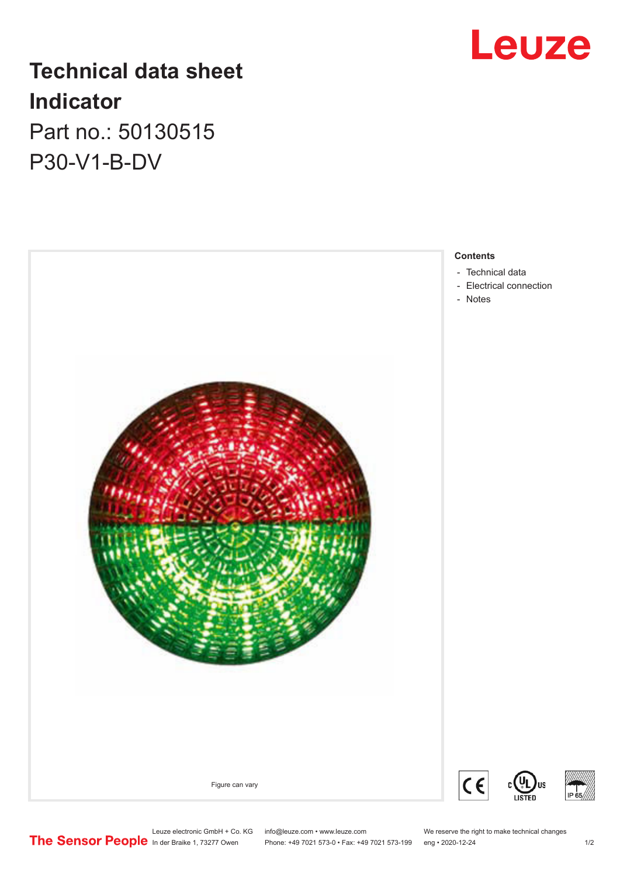# Technical data sheet
# Indicator

Part no.: 50130515

P30-V1-B-DV

Figure can vary

**Contents**

- Technical data
- Electrical connection
- Notes

Leuze electronic GmbH + Co. KG
In der Braike 1, 73277 Owen

info@leuze.com • www.leuze.com
Phone: +49 7021 573-0 • Fax: +49 7021 573-199

We reserve the right to make technical changes
eng • 2020-12-24

The Sensor People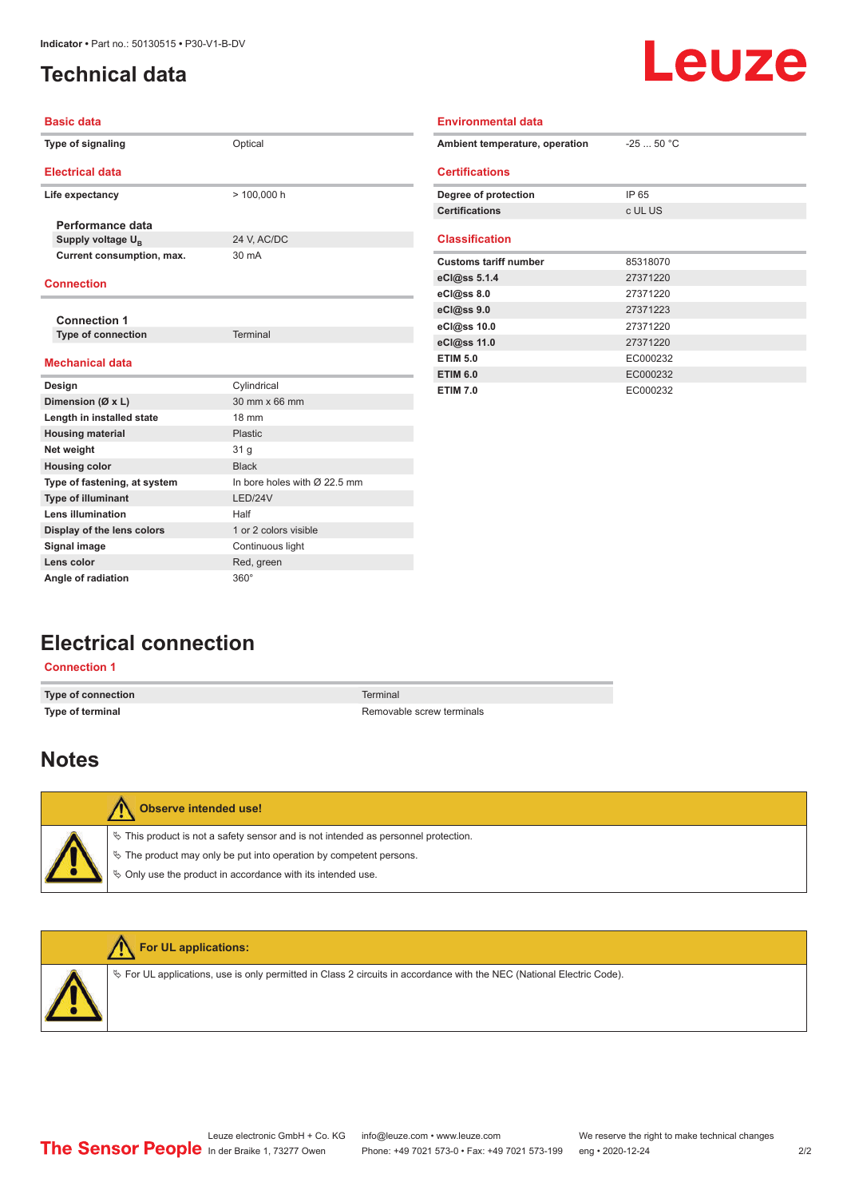# Technical data

## Basic data

| | |
|---|---|
| Type of signaling | Optical |

## Electrical data

| | |
|---|---|
| Life expectancy | > 100,000 h |

### Performance data

| | |
|---|---|
| Supply voltage $U_B$ | 24 V, AC/DC |
| Current consumption, max. | 30 mA |

## Connection

### Connection 1

| | |
|---|---|
| Type of connection | Terminal |

## Mechanical data

| | |
|---|---|
| Design | Cylindrical |
| Dimension (Ø x L) | 30 mm x 66 mm |
| Length in installed state | 18 mm |
| Housing material | Plastic |
| Net weight | 31 g |
| Housing color | Black |
| Type of fastening, at system | In bore holes with Ø 22.5 mm |
| Type of illuminant | LED/24V |
| Lens illumination | Half |
| Display of the lens colors | 1 or 2 colors visible |
| Signal image | Continuous light |
| Lens color | Red, green |
| Angle of radiation | 360° |

## Environmental data

| | |
|---|---|
| Ambient temperature, operation | -25 ... 50 °C |

## Certifications

| | |
|---|---|
| Degree of protection | IP 65 |
| Certifications | c UL US |

## Classification

| | |
|---|---|
| Customs tariff number | 85318070 |
| eCl@ss 5.1.4 | 27371220 |
| eCl@ss 8.0 | 27371220 |
| eCl@ss 9.0 | 27371223 |
| eCl@ss 10.0 | 27371220 |
| eCl@ss 11.0 | 27371220 |
| ETIM 5.0 | EC000232 |
| ETIM 6.0 | EC000232 |
| ETIM 7.0 | EC000232 |

# Electrical connection

## Connection 1

| | |
|---|---|
| Type of connection | Terminal |
| Type of terminal | Removable screw terminals |

# Notes

**Observe intended use!**

- This product is not a safety sensor and is not intended as personnel protection.
- The product may only be put into operation by competent persons.
- Only use the product in accordance with its intended use.

**For UL applications:**

- For UL applications, use is only permitted in Class 2 circuits in accordance with the NEC (National Electric Code).